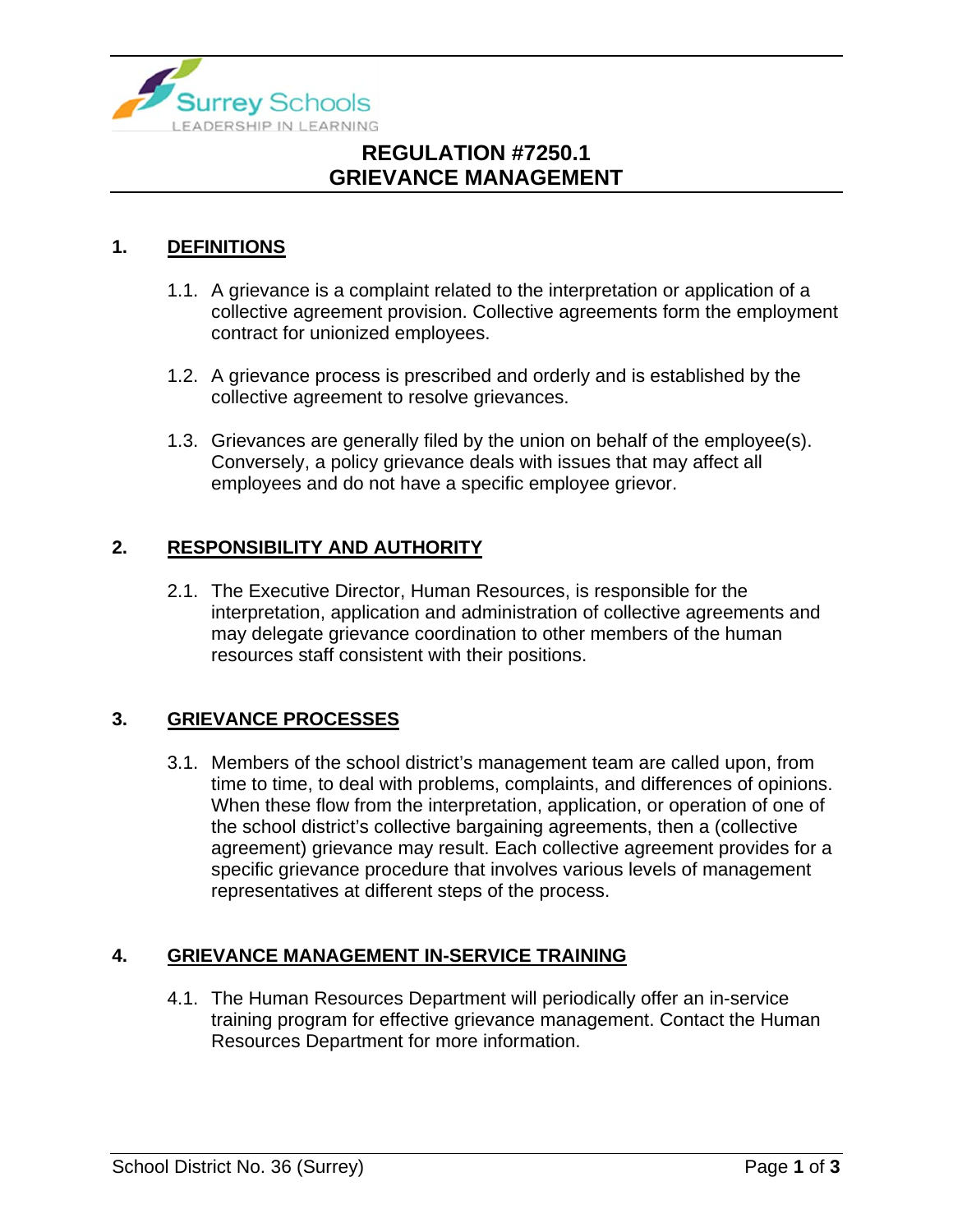# REGULATION #7250.1
# GRIEVANCE MANAGEMENT

## 1. DEFINITIONS

1.1. A grievance is a complaint related to the interpretation or application of a collective agreement provision. Collective agreements form the employment contract for unionized employees.

1.2. A grievance process is prescribed and orderly and is established by the collective agreement to resolve grievances.

1.3. Grievances are generally filed by the union on behalf of the employee(s). Conversely, a policy grievance deals with issues that may affect all employees and do not have a specific employee grievor.

## 2. RESPONSIBILITY AND AUTHORITY

2.1. The Executive Director, Human Resources, is responsible for the interpretation, application and administration of collective agreements and may delegate grievance coordination to other members of the human resources staff consistent with their positions.

## 3. GRIEVANCE PROCESSES

3.1. Members of the school district's management team are called upon, from time to time, to deal with problems, complaints, and differences of opinions. When these flow from the interpretation, application, or operation of one of the school district's collective bargaining agreements, then a (collective agreement) grievance may result. Each collective agreement provides for a specific grievance procedure that involves various levels of management representatives at different steps of the process.

## 4. GRIEVANCE MANAGEMENT IN-SERVICE TRAINING

4.1. The Human Resources Department will periodically offer an in-service training program for effective grievance management. Contact the Human Resources Department for more information.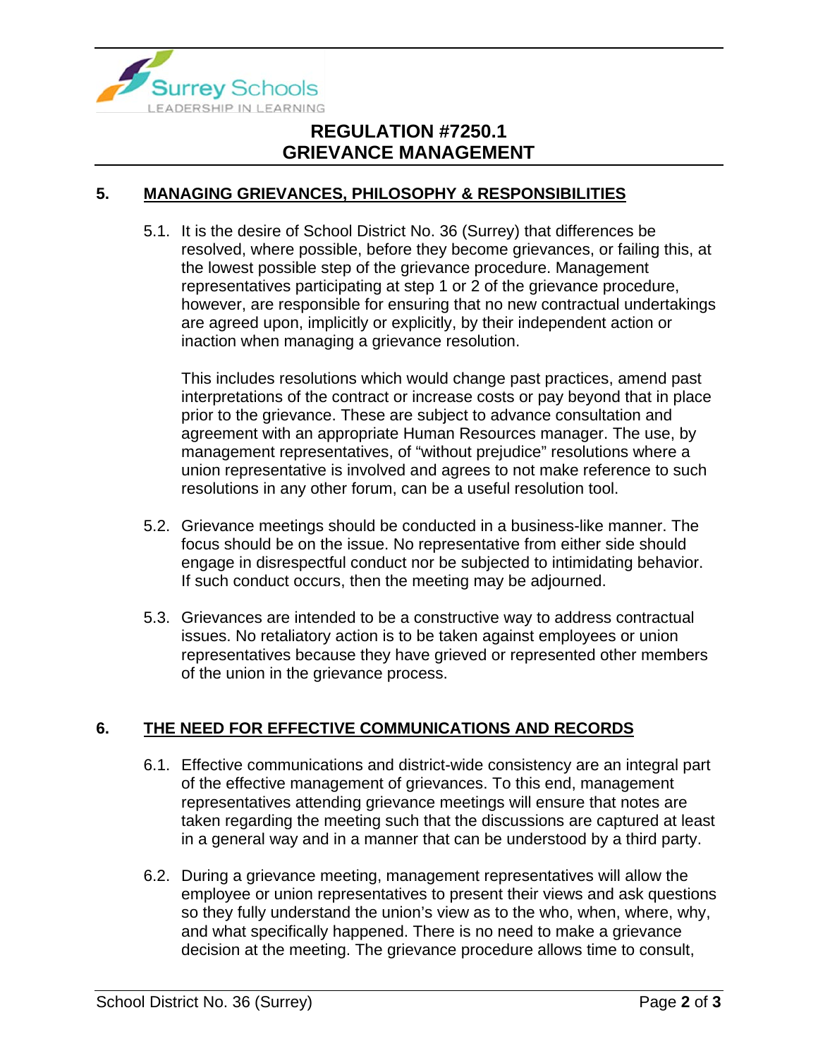## 5. MANAGING GRIEVANCES, PHILOSOPHY & RESPONSIBILITIES

5.1. It is the desire of School District No. 36 (Surrey) that differences be resolved, where possible, before they become grievances, or failing this, at the lowest possible step of the grievance procedure. Management representatives participating at step 1 or 2 of the grievance procedure, however, are responsible for ensuring that no new contractual undertakings are agreed upon, implicitly or explicitly, by their independent action or inaction when managing a grievance resolution.

This includes resolutions which would change past practices, amend past interpretations of the contract or increase costs or pay beyond that in place prior to the grievance. These are subject to advance consultation and agreement with an appropriate Human Resources manager. The use, by management representatives, of "without prejudice" resolutions where a union representative is involved and agrees to not make reference to such resolutions in any other forum, can be a useful resolution tool.

5.2. Grievance meetings should be conducted in a business-like manner. The focus should be on the issue. No representative from either side should engage in disrespectful conduct nor be subjected to intimidating behavior. If such conduct occurs, then the meeting may be adjourned.

5.3. Grievances are intended to be a constructive way to address contractual issues. No retaliatory action is to be taken against employees or union representatives because they have grieved or represented other members of the union in the grievance process.

## 6. THE NEED FOR EFFECTIVE COMMUNICATIONS AND RECORDS

6.1. Effective communications and district-wide consistency are an integral part of the effective management of grievances. To this end, management representatives attending grievance meetings will ensure that notes are taken regarding the meeting such that the discussions are captured at least in a general way and in a manner that can be understood by a third party.

6.2. During a grievance meeting, management representatives will allow the employee or union representatives to present their views and ask questions so they fully understand the union's view as to the who, when, where, why, and what specifically happened. There is no need to make a grievance decision at the meeting. The grievance procedure allows time to consult,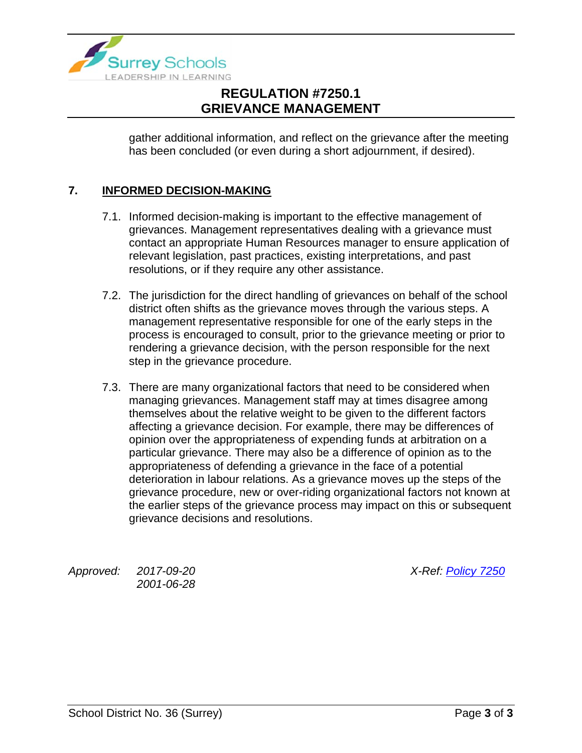gather additional information, and reflect on the grievance after the meeting has been concluded (or even during a short adjournment, if desired).

## 7. INFORMED DECISION-MAKING

7.1. Informed decision-making is important to the effective management of grievances. Management representatives dealing with a grievance must contact an appropriate Human Resources manager to ensure application of relevant legislation, past practices, existing interpretations, and past resolutions, or if they require any other assistance.

7.2. The jurisdiction for the direct handling of grievances on behalf of the school district often shifts as the grievance moves through the various steps. A management representative responsible for one of the early steps in the process is encouraged to consult, prior to the grievance meeting or prior to rendering a grievance decision, with the person responsible for the next step in the grievance procedure.

7.3. There are many organizational factors that need to be considered when managing grievances. Management staff may at times disagree among themselves about the relative weight to be given to the different factors affecting a grievance decision. For example, there may be differences of opinion over the appropriateness of expending funds at arbitration on a particular grievance. There may also be a difference of opinion as to the appropriateness of defending a grievance in the face of a potential deterioration in labour relations. As a grievance moves up the steps of the grievance procedure, new or over-riding organizational factors not known at the earlier steps of the grievance process may impact on this or subsequent grievance decisions and resolutions.

*Approved: 2017-09-20*
*2001-06-28*

*X-Ref: Policy 7250*